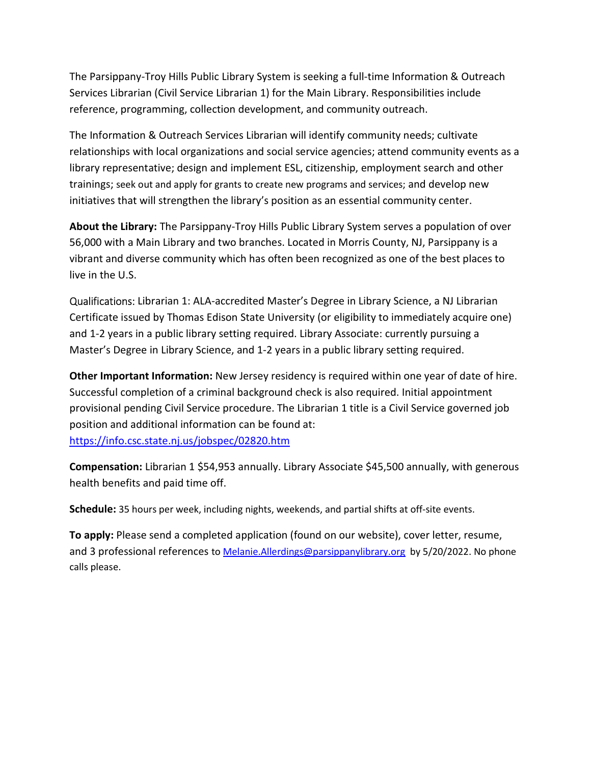The Parsippany-Troy Hills Public Library System is seeking a full-time Information & Outreach Services Librarian (Civil Service Librarian 1) for the Main Library. Responsibilities include reference, programming, collection development, and community outreach.

The Information & Outreach Services Librarian will identify community needs; cultivate relationships with local organizations and social service agencies; attend community events as a library representative; design and implement ESL, citizenship, employment search and other trainings; seek out and apply for grants to create new programs and services; and develop new initiatives that will strengthen the library's position as an essential community center.

**About the Library:** The Parsippany-Troy Hills Public Library System serves a population of over 56,000 with a Main Library and two branches. Located in Morris County, NJ, Parsippany is a vibrant and diverse community which has often been recognized as one of the best places to live in the U.S.

Qualifications: Librarian 1: ALA-accredited Master's Degree in Library Science, a NJ Librarian Certificate issued by Thomas Edison State University (or eligibility to immediately acquire one) and 1-2 years in a public library setting required. Library Associate: currently pursuing a Master's Degree in Library Science, and 1-2 years in a public library setting required.

**Other Important Information:** New Jersey residency is required within one year of date of hire. Successful completion of a criminal background check is also required. Initial appointment provisional pending Civil Service procedure. The Librarian 1 title is a Civil Service governed job position and additional information can be found at: [https://info.csc.state.nj.us/jobspec/02820.htm](https://info.csc.state.nj.us/jobspec/02820.htm)

**Compensation:** Librarian 1 $54,953 annually. Library Associate $45,500 annually, with generous health benefits and paid time off.

**Schedule:** 35 hours per week, including nights, weekends, and partial shifts at off-site events.

**To apply:** Please send a completed application (found on our website), cover letter, resume, and 3 professional references to [Melanie.Allerdings@parsippanylibrary.org](mailto:Melanie.Allerdings@parsippanylibrary.org) by 5/20/2022. No phone calls please.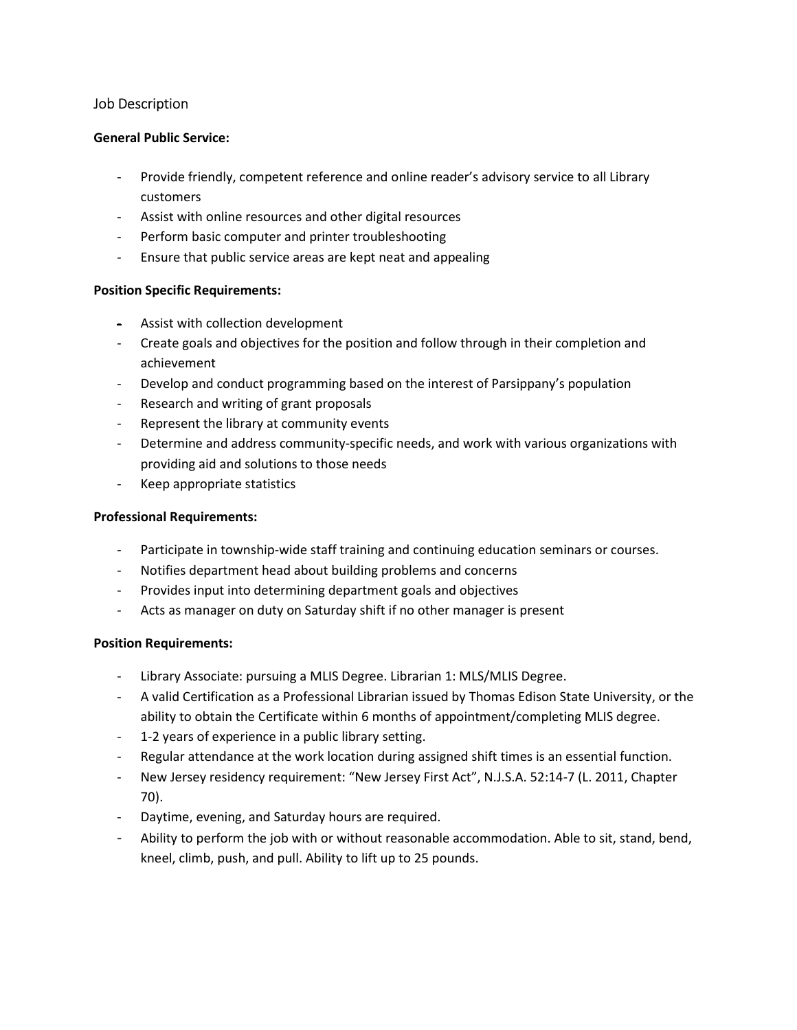Job Description

**General Public Service:**

- Provide friendly, competent reference and online reader's advisory service to all Library customers
- Assist with online resources and other digital resources
- Perform basic computer and printer troubleshooting
- Ensure that public service areas are kept neat and appealing

**Position Specific Requirements:**

- Assist with collection development
- Create goals and objectives for the position and follow through in their completion and achievement
- Develop and conduct programming based on the interest of Parsippany's population
- Research and writing of grant proposals
- Represent the library at community events
- Determine and address community-specific needs, and work with various organizations with providing aid and solutions to those needs
- Keep appropriate statistics

**Professional Requirements:**

- Participate in township-wide staff training and continuing education seminars or courses.
- Notifies department head about building problems and concerns
- Provides input into determining department goals and objectives
- Acts as manager on duty on Saturday shift if no other manager is present

**Position Requirements:**

- Library Associate: pursuing a MLIS Degree. Librarian 1: MLS/MLIS Degree.
- A valid Certification as a Professional Librarian issued by Thomas Edison State University, or the ability to obtain the Certificate within 6 months of appointment/completing MLIS degree.
- 1-2 years of experience in a public library setting.
- Regular attendance at the work location during assigned shift times is an essential function.
- New Jersey residency requirement: "New Jersey First Act", N.J.S.A. 52:14-7 (L. 2011, Chapter 70).
- Daytime, evening, and Saturday hours are required.
- Ability to perform the job with or without reasonable accommodation. Able to sit, stand, bend, kneel, climb, push, and pull. Ability to lift up to 25 pounds.